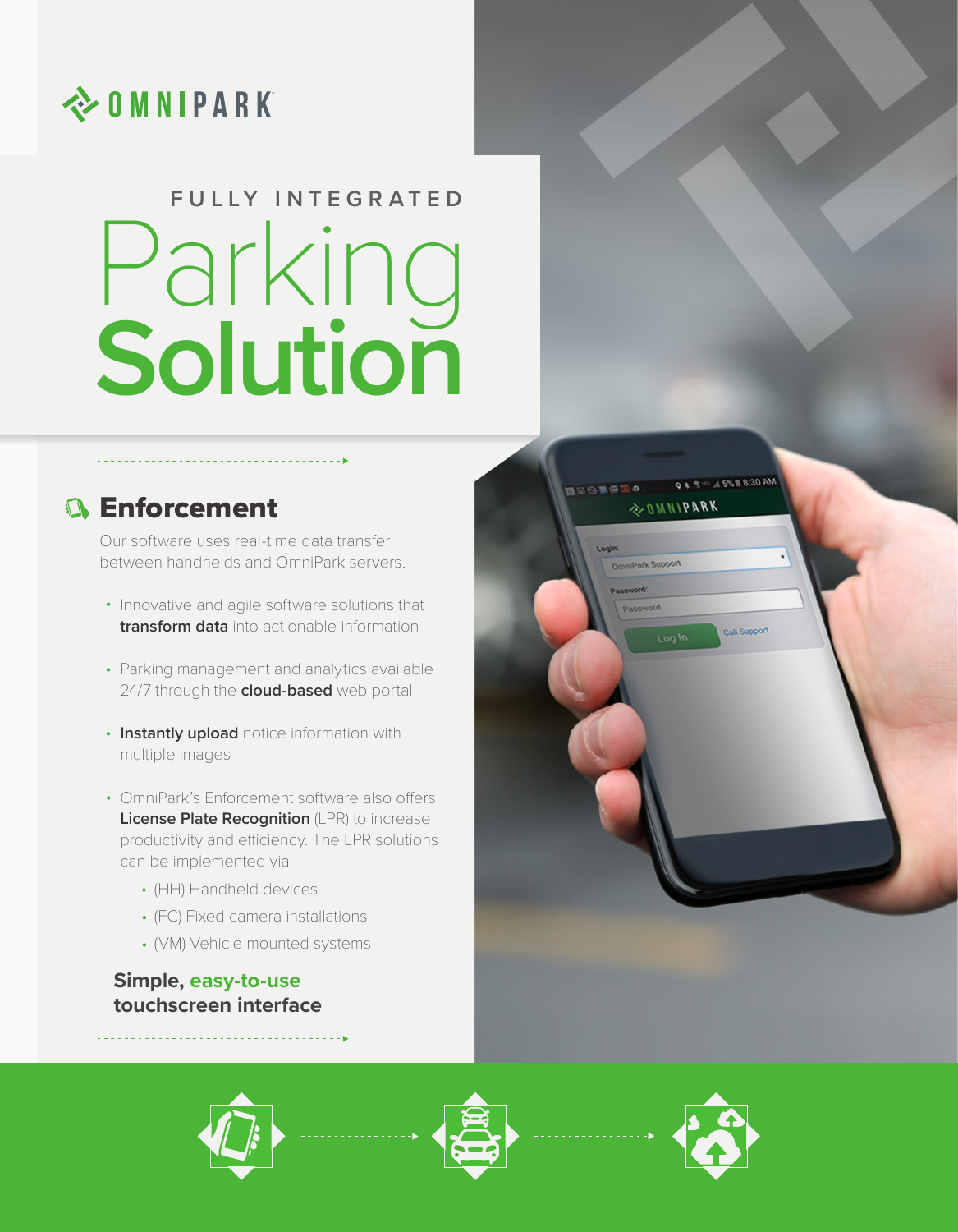OMNIPARK

FULLY INTEGRATED

# Parking **Solution**

## Enforcement

Our software uses real-time data transfer between handhelds and OmniPark servers.

- Innovative and agile software solutions that **transform data** into actionable information
- Parking management and analytics available 24/7 through the **cloud-based** web portal
- **Instantly upload** notice information with multiple images
- OmniPark's Enforcement software also offers **License Plate Recognition** (LPR) to increase productivity and efficiency. The LPR solutions can be implemented via:
  - (HH) Handheld devices
  - (FC) Fixed camera installations
  - (VM) Vehicle mounted systems

**Simple, easy-to-use touchscreen interface**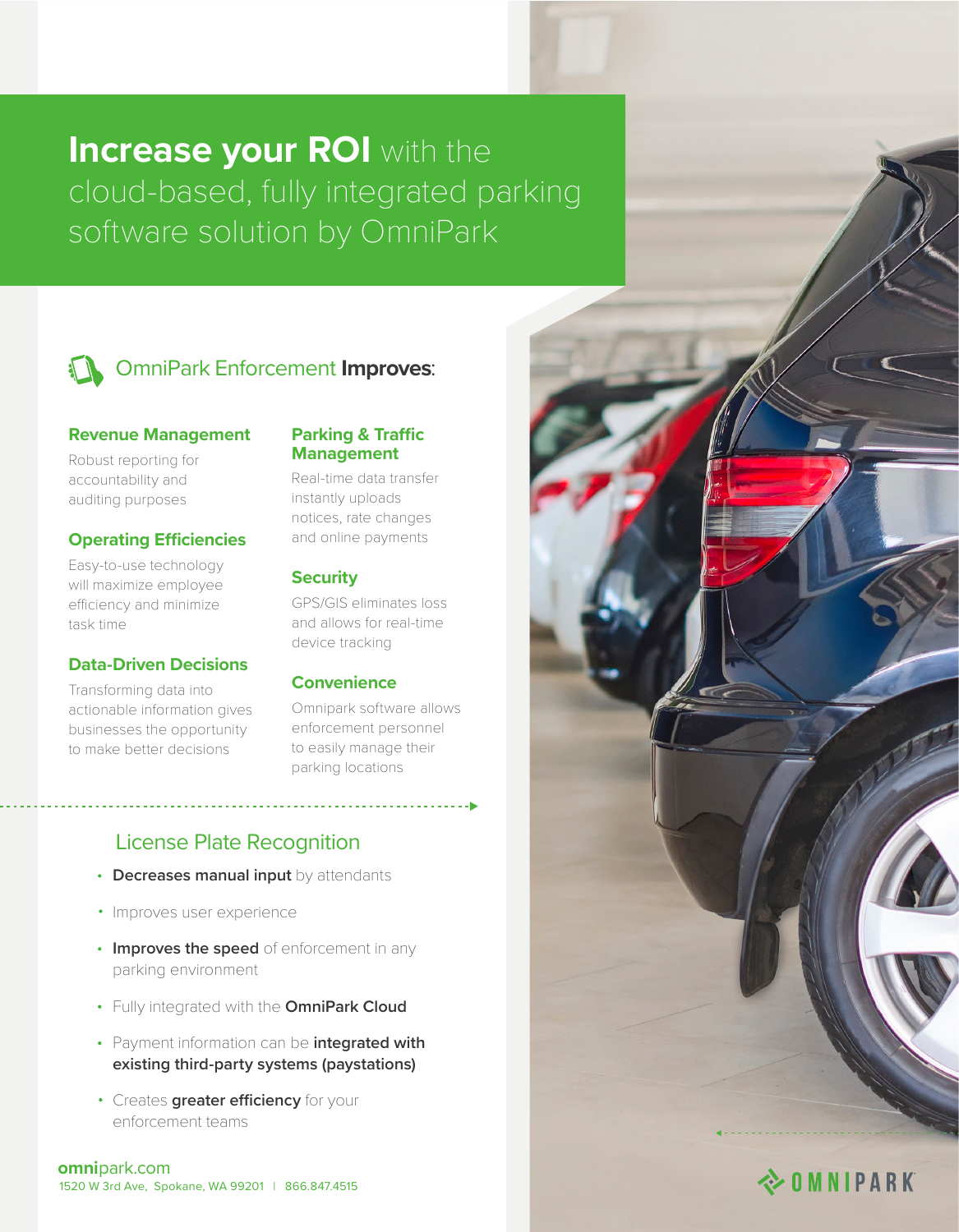# **Increase your ROI** with the cloud-based, fully integrated parking software solution by OmniPark

## OmniPark Enforcement **Improves**:

### Revenue Management

Robust reporting for accountability and auditing purposes

### Operating Efficiencies

Easy-to-use technology will maximize employee efficiency and minimize task time

### Data-Driven Decisions

Transforming data into actionable information gives businesses the opportunity to make better decisions

### Parking & Traffic Management

Real-time data transfer instantly uploads notices, rate changes and online payments

### Security

GPS/GIS eliminates loss and allows for real-time device tracking

### Convenience

Omnipark software allows enforcement personnel to easily manage their parking locations

## License Plate Recognition

- **Decreases manual input** by attendants
- Improves user experience
- **Improves the speed** of enforcement in any parking environment
- Fully integrated with the **OmniPark Cloud**
- Payment information can be **integrated with existing third-party systems (paystations)**
- Creates **greater efficiency** for your enforcement teams

**omni**park.com
1520 W 3rd Ave, Spokane, WA 99201 | 866.847.4515

OMNIPARK